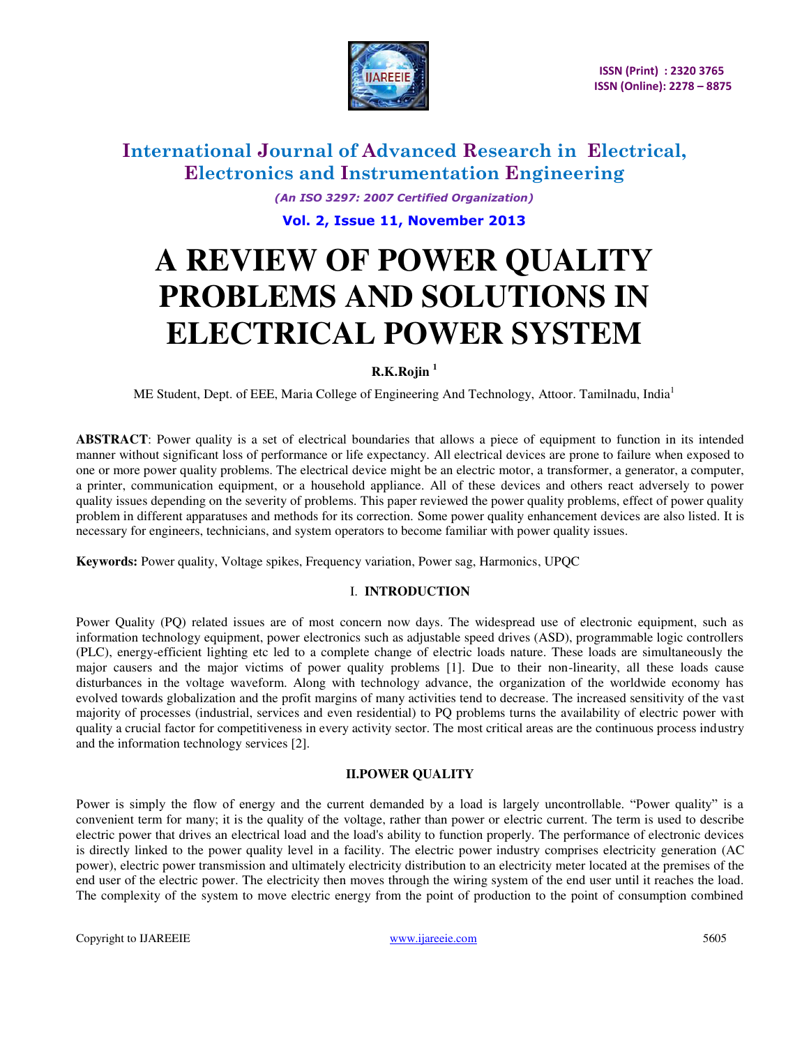# A REVIEW OF POWER QUALITY PROBLEMS AND SOLUTIONS IN ELECTRICAL POWER SYSTEM

**R.K.Rojin [1]**

ME Student, Dept. of EEE, Maria College of Engineering And Technology, Attoor. Tamilnadu, India[1]

**ABSTRACT**: Power quality is a set of electrical boundaries that allows a piece of equipment to function in its intended manner without significant loss of performance or life expectancy. All electrical devices are prone to failure when exposed to one or more power quality problems. The electrical device might be an electric motor, a transformer, a generator, a computer, a printer, communication equipment, or a household appliance. All of these devices and others react adversely to power quality issues depending on the severity of problems. This paper reviewed the power quality problems, effect of power quality problem in different apparatuses and methods for its correction. Some power quality enhancement devices are also listed. It is necessary for engineers, technicians, and system operators to become familiar with power quality issues.

**Keywords:** Power quality, Voltage spikes, Frequency variation, Power sag, Harmonics, UPQC

## I. INTRODUCTION

Power Quality (PQ) related issues are of most concern now days. The widespread use of electronic equipment, such as information technology equipment, power electronics such as adjustable speed drives (ASD), programmable logic controllers (PLC), energy-efficient lighting etc led to a complete change of electric loads nature. These loads are simultaneously the major causers and the major victims of power quality problems [1]. Due to their non-linearity, all these loads cause disturbances in the voltage waveform. Along with technology advance, the organization of the worldwide economy has evolved towards globalization and the profit margins of many activities tend to decrease. The increased sensitivity of the vast majority of processes (industrial, services and even residential) to PQ problems turns the availability of electric power with quality a crucial factor for competitiveness in every activity sector. The most critical areas are the continuous process industry and the information technology services [2].

## II. POWER QUALITY

Power is simply the flow of energy and the current demanded by a load is largely uncontrollable. "Power quality" is a convenient term for many; it is the quality of the voltage, rather than power or electric current. The term is used to describe electric power that drives an electrical load and the load's ability to function properly. The performance of electronic devices is directly linked to the power quality level in a facility. The electric power industry comprises electricity generation (AC power), electric power transmission and ultimately electricity distribution to an electricity meter located at the premises of the end user of the electric power. The electricity then moves through the wiring system of the end user until it reaches the load. The complexity of the system to move electric energy from the point of production to the point of consumption combined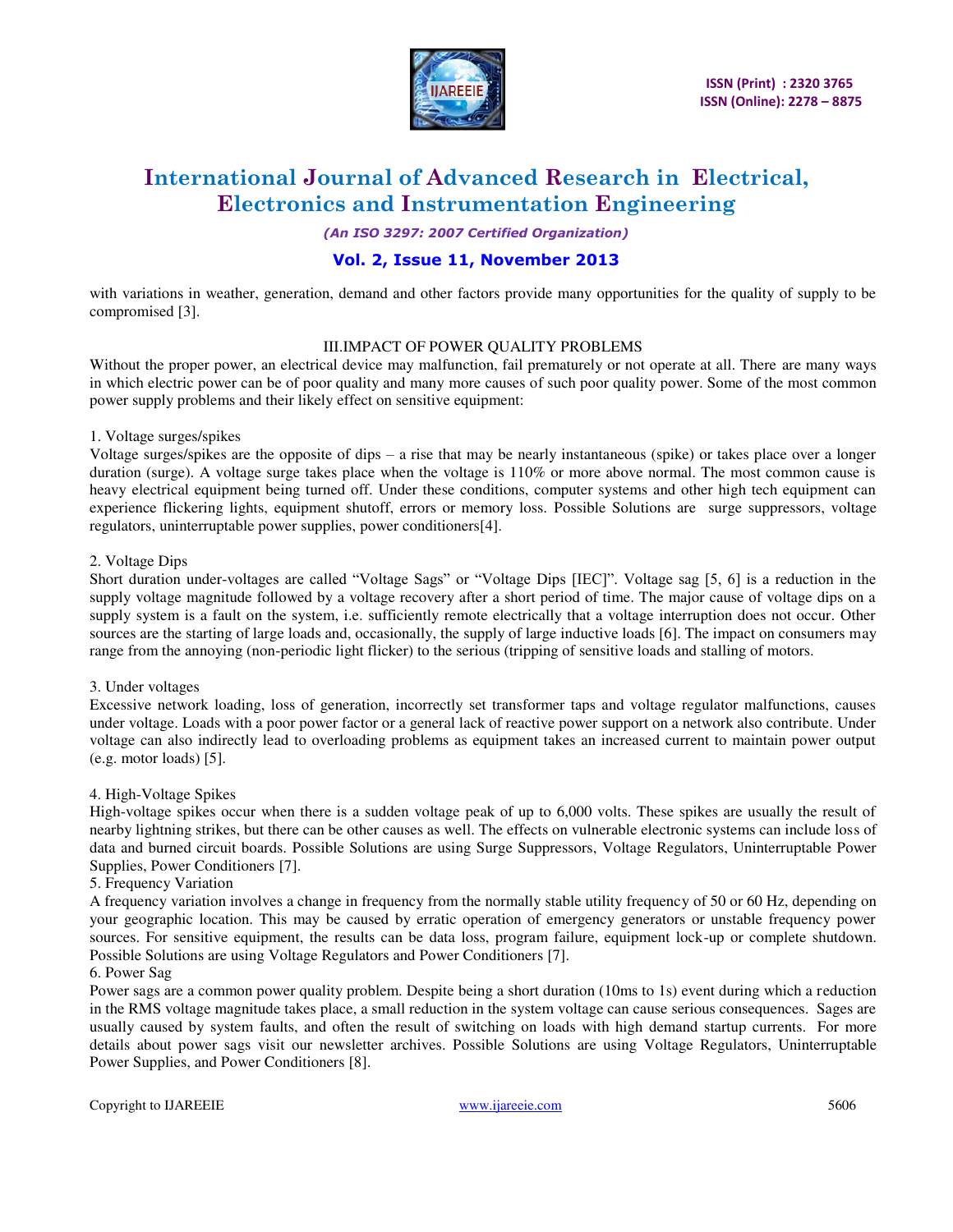with variations in weather, generation, demand and other factors provide many opportunities for the quality of supply to be compromised [3].

## III.IMPACT OF POWER QUALITY PROBLEMS

Without the proper power, an electrical device may malfunction, fail prematurely or not operate at all. There are many ways in which electric power can be of poor quality and many more causes of such poor quality power. Some of the most common power supply problems and their likely effect on sensitive equipment:

1. Voltage surges/spikes

Voltage surges/spikes are the opposite of dips – a rise that may be nearly instantaneous (spike) or takes place over a longer duration (surge). A voltage surge takes place when the voltage is 110% or more above normal. The most common cause is heavy electrical equipment being turned off. Under these conditions, computer systems and other high tech equipment can experience flickering lights, equipment shutoff, errors or memory loss. Possible Solutions are surge suppressors, voltage regulators, uninterruptable power supplies, power conditioners[4].

2. Voltage Dips

Short duration under-voltages are called "Voltage Sags" or "Voltage Dips [IEC]". Voltage sag [5, 6] is a reduction in the supply voltage magnitude followed by a voltage recovery after a short period of time. The major cause of voltage dips on a supply system is a fault on the system, i.e. sufficiently remote electrically that a voltage interruption does not occur. Other sources are the starting of large loads and, occasionally, the supply of large inductive loads [6]. The impact on consumers may range from the annoying (non-periodic light flicker) to the serious (tripping of sensitive loads and stalling of motors.

3. Under voltages

Excessive network loading, loss of generation, incorrectly set transformer taps and voltage regulator malfunctions, causes under voltage. Loads with a poor power factor or a general lack of reactive power support on a network also contribute. Under voltage can also indirectly lead to overloading problems as equipment takes an increased current to maintain power output (e.g. motor loads) [5].

4. High-Voltage Spikes

High-voltage spikes occur when there is a sudden voltage peak of up to 6,000 volts. These spikes are usually the result of nearby lightning strikes, but there can be other causes as well. The effects on vulnerable electronic systems can include loss of data and burned circuit boards. Possible Solutions are using Surge Suppressors, Voltage Regulators, Uninterruptable Power Supplies, Power Conditioners [7].

5. Frequency Variation

A frequency variation involves a change in frequency from the normally stable utility frequency of 50 or 60 Hz, depending on your geographic location. This may be caused by erratic operation of emergency generators or unstable frequency power sources. For sensitive equipment, the results can be data loss, program failure, equipment lock-up or complete shutdown. Possible Solutions are using Voltage Regulators and Power Conditioners [7].

6. Power Sag

Power sags are a common power quality problem. Despite being a short duration (10ms to 1s) event during which a reduction in the RMS voltage magnitude takes place, a small reduction in the system voltage can cause serious consequences. Sages are usually caused by system faults, and often the result of switching on loads with high demand startup currents. For more details about power sags visit our newsletter archives. Possible Solutions are using Voltage Regulators, Uninterruptable Power Supplies, and Power Conditioners [8].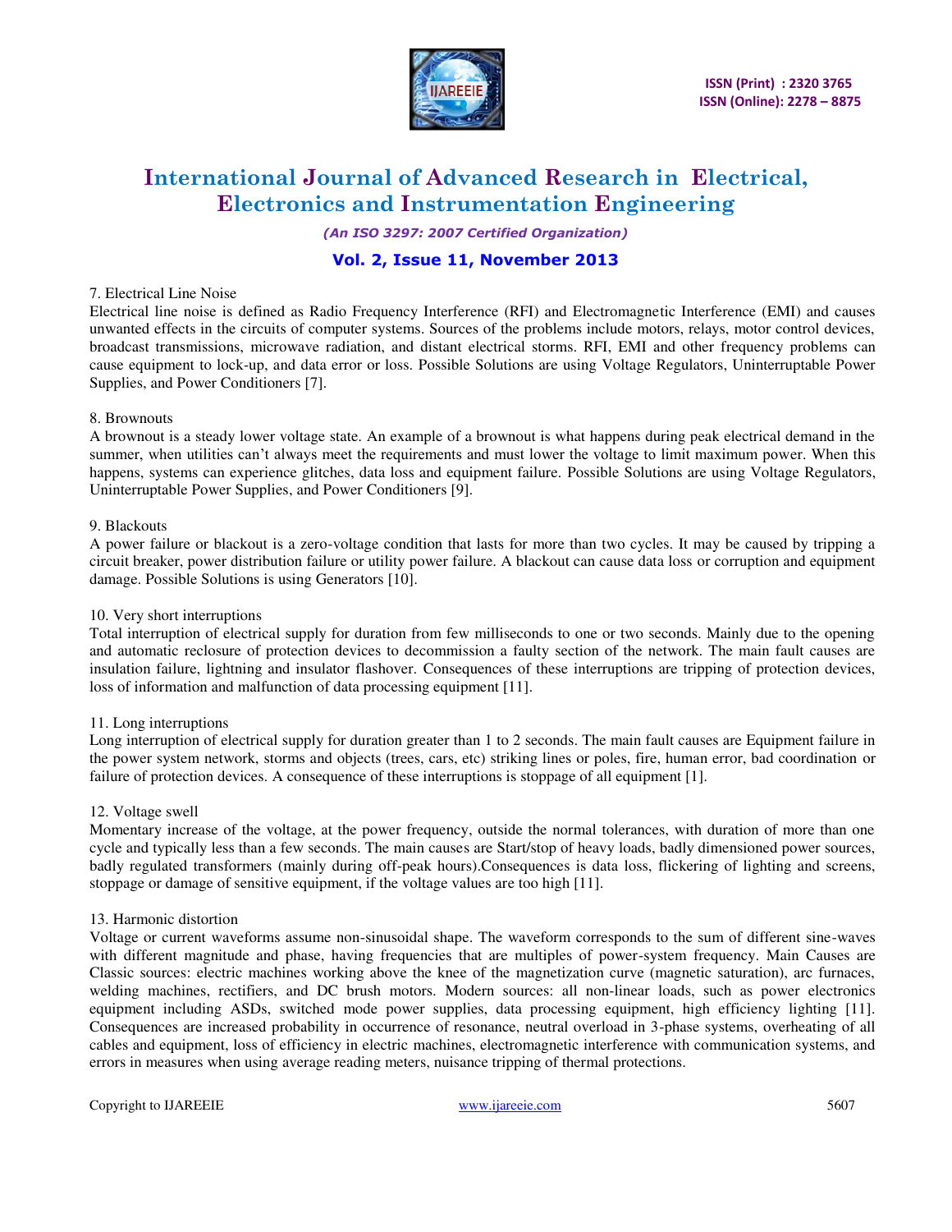7. Electrical Line Noise

Electrical line noise is defined as Radio Frequency Interference (RFI) and Electromagnetic Interference (EMI) and causes unwanted effects in the circuits of computer systems. Sources of the problems include motors, relays, motor control devices, broadcast transmissions, microwave radiation, and distant electrical storms. RFI, EMI and other frequency problems can cause equipment to lock-up, and data error or loss. Possible Solutions are using Voltage Regulators, Uninterruptable Power Supplies, and Power Conditioners [7].

8. Brownouts

A brownout is a steady lower voltage state. An example of a brownout is what happens during peak electrical demand in the summer, when utilities can't always meet the requirements and must lower the voltage to limit maximum power. When this happens, systems can experience glitches, data loss and equipment failure. Possible Solutions are using Voltage Regulators, Uninterruptable Power Supplies, and Power Conditioners [9].

9. Blackouts

A power failure or blackout is a zero-voltage condition that lasts for more than two cycles. It may be caused by tripping a circuit breaker, power distribution failure or utility power failure. A blackout can cause data loss or corruption and equipment damage. Possible Solutions is using Generators [10].

10. Very short interruptions

Total interruption of electrical supply for duration from few milliseconds to one or two seconds. Mainly due to the opening and automatic reclosure of protection devices to decommission a faulty section of the network. The main fault causes are insulation failure, lightning and insulator flashover. Consequences of these interruptions are tripping of protection devices, loss of information and malfunction of data processing equipment [11].

11. Long interruptions

Long interruption of electrical supply for duration greater than 1 to 2 seconds. The main fault causes are Equipment failure in the power system network, storms and objects (trees, cars, etc) striking lines or poles, fire, human error, bad coordination or failure of protection devices. A consequence of these interruptions is stoppage of all equipment [1].

12. Voltage swell

Momentary increase of the voltage, at the power frequency, outside the normal tolerances, with duration of more than one cycle and typically less than a few seconds. The main causes are Start/stop of heavy loads, badly dimensioned power sources, badly regulated transformers (mainly during off-peak hours).Consequences is data loss, flickering of lighting and screens, stoppage or damage of sensitive equipment, if the voltage values are too high [11].

13. Harmonic distortion

Voltage or current waveforms assume non-sinusoidal shape. The waveform corresponds to the sum of different sine-waves with different magnitude and phase, having frequencies that are multiples of power-system frequency. Main Causes are Classic sources: electric machines working above the knee of the magnetization curve (magnetic saturation), arc furnaces, welding machines, rectifiers, and DC brush motors. Modern sources: all non-linear loads, such as power electronics equipment including ASDs, switched mode power supplies, data processing equipment, high efficiency lighting [11]. Consequences are increased probability in occurrence of resonance, neutral overload in 3-phase systems, overheating of all cables and equipment, loss of efficiency in electric machines, electromagnetic interference with communication systems, and errors in measures when using average reading meters, nuisance tripping of thermal protections.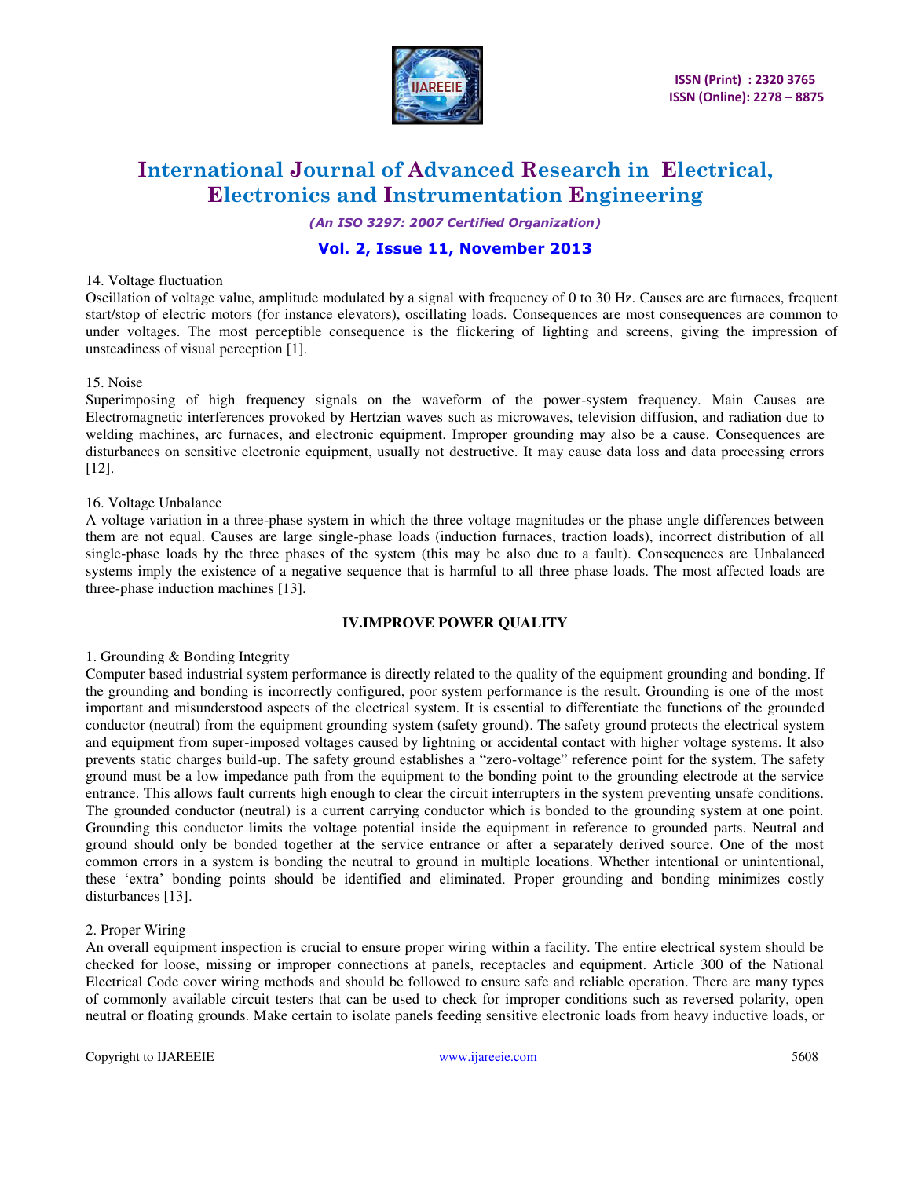14. Voltage fluctuation

Oscillation of voltage value, amplitude modulated by a signal with frequency of 0 to 30 Hz. Causes are arc furnaces, frequent start/stop of electric motors (for instance elevators), oscillating loads. Consequences are most consequences are common to under voltages. The most perceptible consequence is the flickering of lighting and screens, giving the impression of unsteadiness of visual perception [1].

15. Noise

Superimposing of high frequency signals on the waveform of the power-system frequency. Main Causes are Electromagnetic interferences provoked by Hertzian waves such as microwaves, television diffusion, and radiation due to welding machines, arc furnaces, and electronic equipment. Improper grounding may also be a cause. Consequences are disturbances on sensitive electronic equipment, usually not destructive. It may cause data loss and data processing errors [12].

16. Voltage Unbalance

A voltage variation in a three-phase system in which the three voltage magnitudes or the phase angle differences between them are not equal. Causes are large single-phase loads (induction furnaces, traction loads), incorrect distribution of all single-phase loads by the three phases of the system (this may be also due to a fault). Consequences are Unbalanced systems imply the existence of a negative sequence that is harmful to all three phase loads. The most affected loads are three-phase induction machines [13].

## IV.IMPROVE POWER QUALITY

1. Grounding & Bonding Integrity

Computer based industrial system performance is directly related to the quality of the equipment grounding and bonding. If the grounding and bonding is incorrectly configured, poor system performance is the result. Grounding is one of the most important and misunderstood aspects of the electrical system. It is essential to differentiate the functions of the grounded conductor (neutral) from the equipment grounding system (safety ground). The safety ground protects the electrical system and equipment from super-imposed voltages caused by lightning or accidental contact with higher voltage systems. It also prevents static charges build-up. The safety ground establishes a "zero-voltage" reference point for the system. The safety ground must be a low impedance path from the equipment to the bonding point to the grounding electrode at the service entrance. This allows fault currents high enough to clear the circuit interrupters in the system preventing unsafe conditions. The grounded conductor (neutral) is a current carrying conductor which is bonded to the grounding system at one point. Grounding this conductor limits the voltage potential inside the equipment in reference to grounded parts. Neutral and ground should only be bonded together at the service entrance or after a separately derived source. One of the most common errors in a system is bonding the neutral to ground in multiple locations. Whether intentional or unintentional, these 'extra' bonding points should be identified and eliminated. Proper grounding and bonding minimizes costly disturbances [13].

2. Proper Wiring

An overall equipment inspection is crucial to ensure proper wiring within a facility. The entire electrical system should be checked for loose, missing or improper connections at panels, receptacles and equipment. Article 300 of the National Electrical Code cover wiring methods and should be followed to ensure safe and reliable operation. There are many types of commonly available circuit testers that can be used to check for improper conditions such as reversed polarity, open neutral or floating grounds. Make certain to isolate panels feeding sensitive electronic loads from heavy inductive loads, or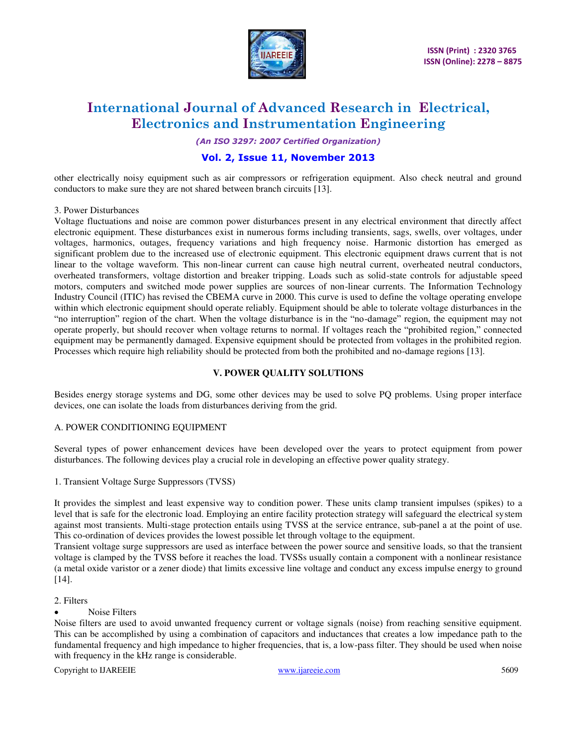other electrically noisy equipment such as air compressors or refrigeration equipment. Also check neutral and ground conductors to make sure they are not shared between branch circuits [13].

3. Power Disturbances

Voltage fluctuations and noise are common power disturbances present in any electrical environment that directly affect electronic equipment. These disturbances exist in numerous forms including transients, sags, swells, over voltages, under voltages, harmonics, outages, frequency variations and high frequency noise. Harmonic distortion has emerged as significant problem due to the increased use of electronic equipment. This electronic equipment draws current that is not linear to the voltage waveform. This non-linear current can cause high neutral current, overheated neutral conductors, overheated transformers, voltage distortion and breaker tripping. Loads such as solid-state controls for adjustable speed motors, computers and switched mode power supplies are sources of non-linear currents. The Information Technology Industry Council (ITIC) has revised the CBEMA curve in 2000. This curve is used to define the voltage operating envelope within which electronic equipment should operate reliably. Equipment should be able to tolerate voltage disturbances in the "no interruption" region of the chart. When the voltage disturbance is in the "no-damage" region, the equipment may not operate properly, but should recover when voltage returns to normal. If voltages reach the "prohibited region," connected equipment may be permanently damaged. Expensive equipment should be protected from voltages in the prohibited region. Processes which require high reliability should be protected from both the prohibited and no-damage regions [13].

## V. POWER QUALITY SOLUTIONS

Besides energy storage systems and DG, some other devices may be used to solve PQ problems. Using proper interface devices, one can isolate the loads from disturbances deriving from the grid.

### A. POWER CONDITIONING EQUIPMENT

Several types of power enhancement devices have been developed over the years to protect equipment from power disturbances. The following devices play a crucial role in developing an effective power quality strategy.

1. Transient Voltage Surge Suppressors (TVSS)

It provides the simplest and least expensive way to condition power. These units clamp transient impulses (spikes) to a level that is safe for the electronic load. Employing an entire facility protection strategy will safeguard the electrical system against most transients. Multi-stage protection entails using TVSS at the service entrance, sub-panel a at the point of use. This co-ordination of devices provides the lowest possible let through voltage to the equipment.

Transient voltage surge suppressors are used as interface between the power source and sensitive loads, so that the transient voltage is clamped by the TVSS before it reaches the load. TVSSs usually contain a component with a nonlinear resistance (a metal oxide varistor or a zener diode) that limits excessive line voltage and conduct any excess impulse energy to ground [14].

2. Filters

- Noise Filters

Noise filters are used to avoid unwanted frequency current or voltage signals (noise) from reaching sensitive equipment. This can be accomplished by using a combination of capacitors and inductances that creates a low impedance path to the fundamental frequency and high impedance to higher frequencies, that is, a low-pass filter. They should be used when noise with frequency in the kHz range is considerable.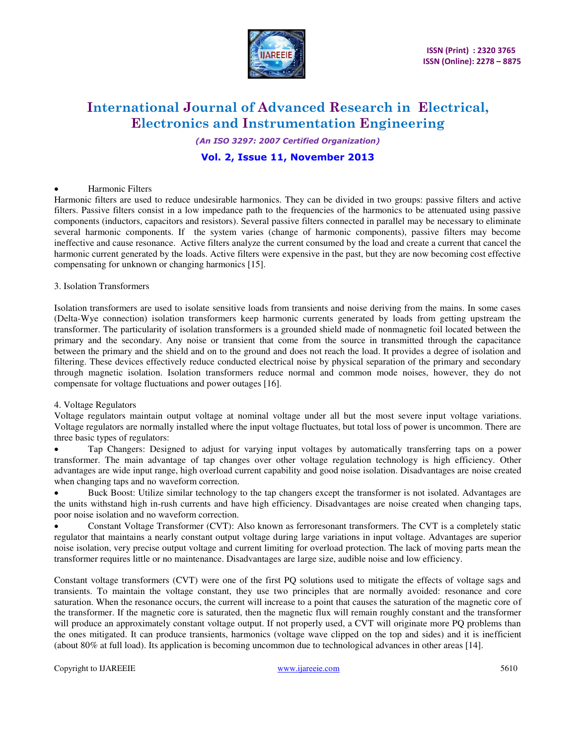- Harmonic Filters

Harmonic filters are used to reduce undesirable harmonics. They can be divided in two groups: passive filters and active filters. Passive filters consist in a low impedance path to the frequencies of the harmonics to be attenuated using passive components (inductors, capacitors and resistors). Several passive filters connected in parallel may be necessary to eliminate several harmonic components. If the system varies (change of harmonic components), passive filters may become ineffective and cause resonance. Active filters analyze the current consumed by the load and create a current that cancel the harmonic current generated by the loads. Active filters were expensive in the past, but they are now becoming cost effective compensating for unknown or changing harmonics [15].

3. Isolation Transformers

Isolation transformers are used to isolate sensitive loads from transients and noise deriving from the mains. In some cases (Delta-Wye connection) isolation transformers keep harmonic currents generated by loads from getting upstream the transformer. The particularity of isolation transformers is a grounded shield made of nonmagnetic foil located between the primary and the secondary. Any noise or transient that come from the source in transmitted through the capacitance between the primary and the shield and on to the ground and does not reach the load. It provides a degree of isolation and filtering. These devices effectively reduce conducted electrical noise by physical separation of the primary and secondary through magnetic isolation. Isolation transformers reduce normal and common mode noises, however, they do not compensate for voltage fluctuations and power outages [16].

4. Voltage Regulators

Voltage regulators maintain output voltage at nominal voltage under all but the most severe input voltage variations. Voltage regulators are normally installed where the input voltage fluctuates, but total loss of power is uncommon. There are three basic types of regulators:

- Tap Changers: Designed to adjust for varying input voltages by automatically transferring taps on a power transformer. The main advantage of tap changes over other voltage regulation technology is high efficiency. Other advantages are wide input range, high overload current capability and good noise isolation. Disadvantages are noise created when changing taps and no waveform correction.
- Buck Boost: Utilize similar technology to the tap changers except the transformer is not isolated. Advantages are the units withstand high in-rush currents and have high efficiency. Disadvantages are noise created when changing taps, poor noise isolation and no waveform correction.
- Constant Voltage Transformer (CVT): Also known as ferroresonant transformers. The CVT is a completely static regulator that maintains a nearly constant output voltage during large variations in input voltage. Advantages are superior noise isolation, very precise output voltage and current limiting for overload protection. The lack of moving parts mean the transformer requires little or no maintenance. Disadvantages are large size, audible noise and low efficiency.

Constant voltage transformers (CVT) were one of the first PQ solutions used to mitigate the effects of voltage sags and transients. To maintain the voltage constant, they use two principles that are normally avoided: resonance and core saturation. When the resonance occurs, the current will increase to a point that causes the saturation of the magnetic core of the transformer. If the magnetic core is saturated, then the magnetic flux will remain roughly constant and the transformer will produce an approximately constant voltage output. If not properly used, a CVT will originate more PQ problems than the ones mitigated. It can produce transients, harmonics (voltage wave clipped on the top and sides) and it is inefficient (about 80% at full load). Its application is becoming uncommon due to technological advances in other areas [14].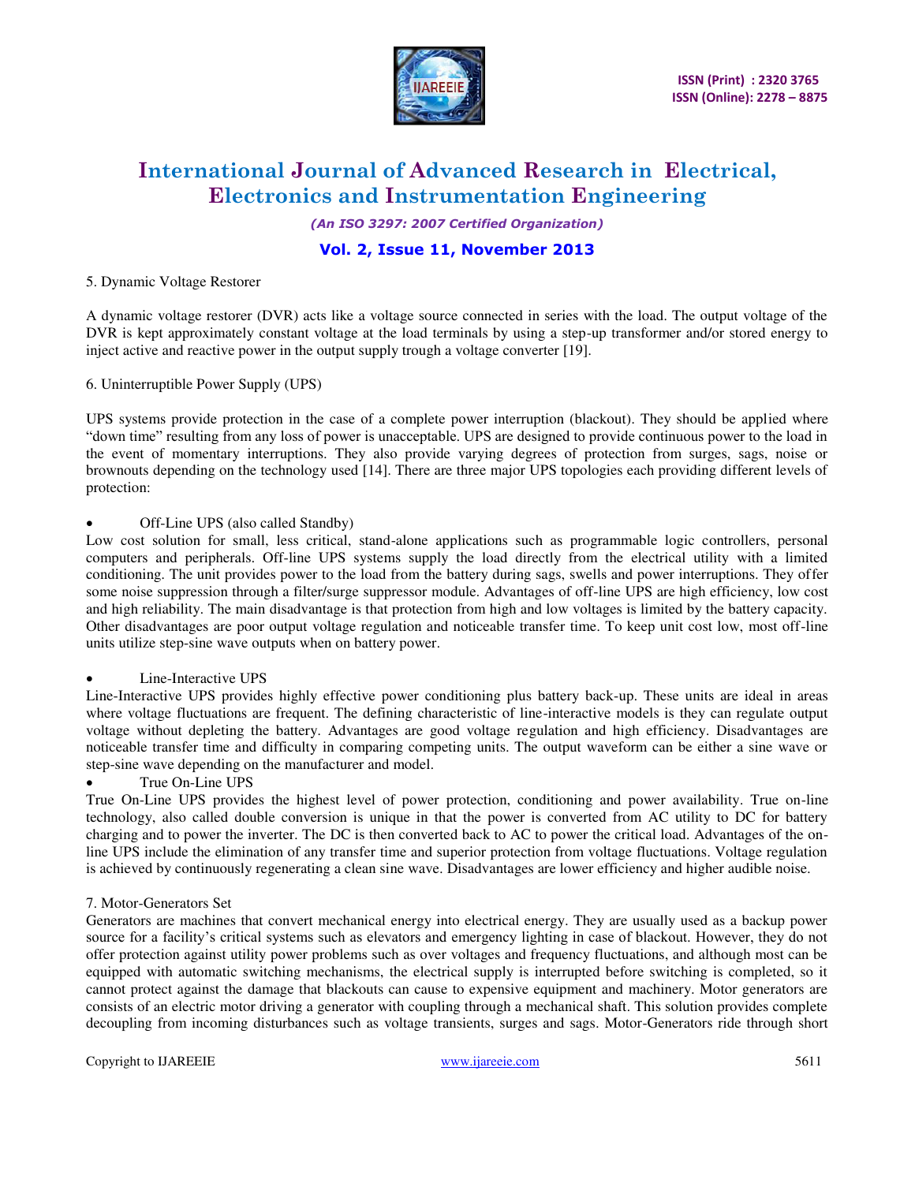5. Dynamic Voltage Restorer

A dynamic voltage restorer (DVR) acts like a voltage source connected in series with the load. The output voltage of the DVR is kept approximately constant voltage at the load terminals by using a step-up transformer and/or stored energy to inject active and reactive power in the output supply trough a voltage converter [19].

6. Uninterruptible Power Supply (UPS)

UPS systems provide protection in the case of a complete power interruption (blackout). They should be applied where "down time" resulting from any loss of power is unacceptable. UPS are designed to provide continuous power to the load in the event of momentary interruptions. They also provide varying degrees of protection from surges, sags, noise or brownouts depending on the technology used [14]. There are three major UPS topologies each providing different levels of protection:

- Off-Line UPS (also called Standby)

Low cost solution for small, less critical, stand-alone applications such as programmable logic controllers, personal computers and peripherals. Off-line UPS systems supply the load directly from the electrical utility with a limited conditioning. The unit provides power to the load from the battery during sags, swells and power interruptions. They offer some noise suppression through a filter/surge suppressor module. Advantages of off-line UPS are high efficiency, low cost and high reliability. The main disadvantage is that protection from high and low voltages is limited by the battery capacity. Other disadvantages are poor output voltage regulation and noticeable transfer time. To keep unit cost low, most off-line units utilize step-sine wave outputs when on battery power.

- Line-Interactive UPS

Line-Interactive UPS provides highly effective power conditioning plus battery back-up. These units are ideal in areas where voltage fluctuations are frequent. The defining characteristic of line-interactive models is they can regulate output voltage without depleting the battery. Advantages are good voltage regulation and high efficiency. Disadvantages are noticeable transfer time and difficulty in comparing competing units. The output waveform can be either a sine wave or step-sine wave depending on the manufacturer and model.

- True On-Line UPS

True On-Line UPS provides the highest level of power protection, conditioning and power availability. True on-line technology, also called double conversion is unique in that the power is converted from AC utility to DC for battery charging and to power the inverter. The DC is then converted back to AC to power the critical load. Advantages of the on-line UPS include the elimination of any transfer time and superior protection from voltage fluctuations. Voltage regulation is achieved by continuously regenerating a clean sine wave. Disadvantages are lower efficiency and higher audible noise.

7. Motor-Generators Set

Generators are machines that convert mechanical energy into electrical energy. They are usually used as a backup power source for a facility's critical systems such as elevators and emergency lighting in case of blackout. However, they do not offer protection against utility power problems such as over voltages and frequency fluctuations, and although most can be equipped with automatic switching mechanisms, the electrical supply is interrupted before switching is completed, so it cannot protect against the damage that blackouts can cause to expensive equipment and machinery. Motor generators are consists of an electric motor driving a generator with coupling through a mechanical shaft. This solution provides complete decoupling from incoming disturbances such as voltage transients, surges and sags. Motor-Generators ride through short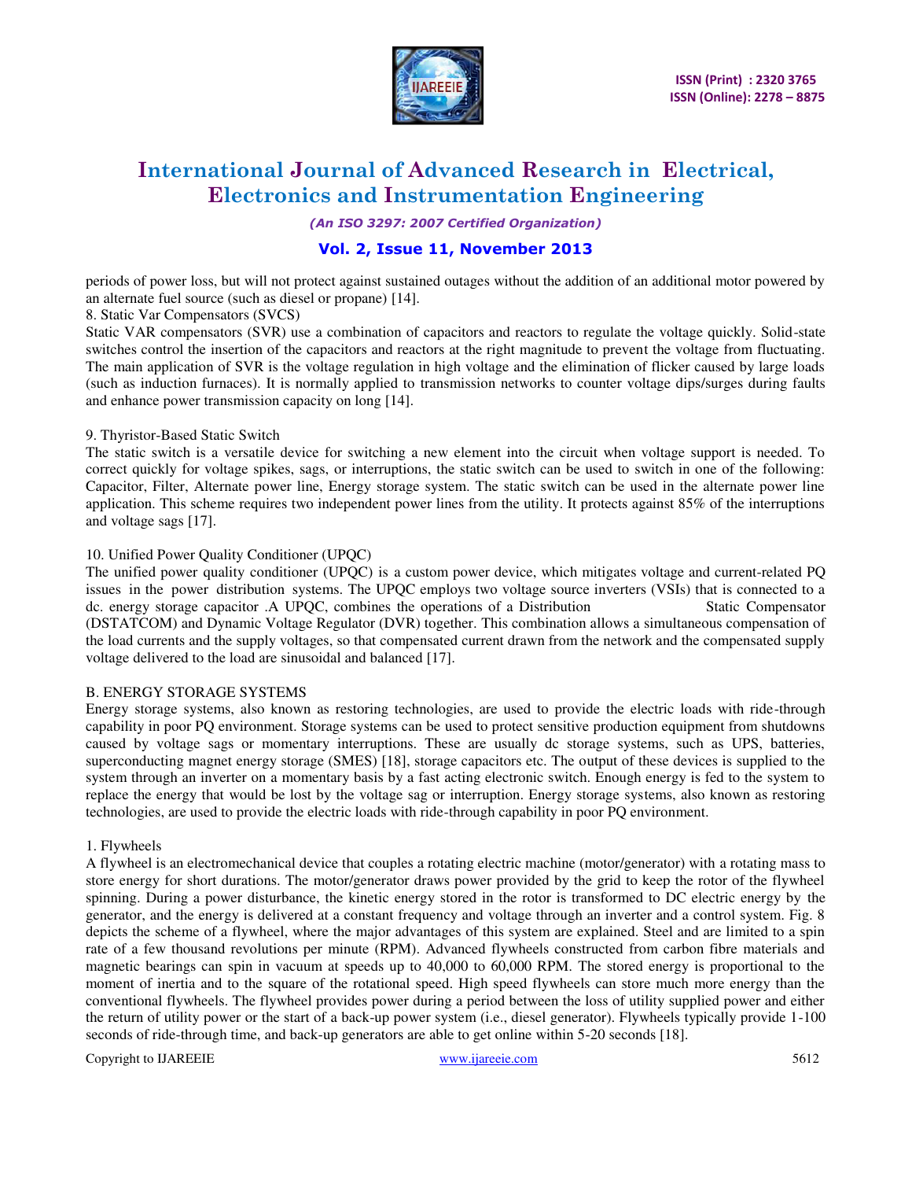periods of power loss, but will not protect against sustained outages without the addition of an additional motor powered by an alternate fuel source (such as diesel or propane) [14].

8. Static Var Compensators (SVCS)

Static VAR compensators (SVR) use a combination of capacitors and reactors to regulate the voltage quickly. Solid-state switches control the insertion of the capacitors and reactors at the right magnitude to prevent the voltage from fluctuating. The main application of SVR is the voltage regulation in high voltage and the elimination of flicker caused by large loads (such as induction furnaces). It is normally applied to transmission networks to counter voltage dips/surges during faults and enhance power transmission capacity on long [14].

9. Thyristor-Based Static Switch

The static switch is a versatile device for switching a new element into the circuit when voltage support is needed. To correct quickly for voltage spikes, sags, or interruptions, the static switch can be used to switch in one of the following: Capacitor, Filter, Alternate power line, Energy storage system. The static switch can be used in the alternate power line application. This scheme requires two independent power lines from the utility. It protects against 85% of the interruptions and voltage sags [17].

10. Unified Power Quality Conditioner (UPQC)

The unified power quality conditioner (UPQC) is a custom power device, which mitigates voltage and current-related PQ issues in the power distribution systems. The UPQC employs two voltage source inverters (VSIs) that is connected to a dc. energy storage capacitor .A UPQC, combines the operations of a Distribution Static Compensator (DSTATCOM) and Dynamic Voltage Regulator (DVR) together. This combination allows a simultaneous compensation of the load currents and the supply voltages, so that compensated current drawn from the network and the compensated supply voltage delivered to the load are sinusoidal and balanced [17].

B. ENERGY STORAGE SYSTEMS

Energy storage systems, also known as restoring technologies, are used to provide the electric loads with ride-through capability in poor PQ environment. Storage systems can be used to protect sensitive production equipment from shutdowns caused by voltage sags or momentary interruptions. These are usually dc storage systems, such as UPS, batteries, superconducting magnet energy storage (SMES) [18], storage capacitors etc. The output of these devices is supplied to the system through an inverter on a momentary basis by a fast acting electronic switch. Enough energy is fed to the system to replace the energy that would be lost by the voltage sag or interruption. Energy storage systems, also known as restoring technologies, are used to provide the electric loads with ride-through capability in poor PQ environment.

1. Flywheels

A flywheel is an electromechanical device that couples a rotating electric machine (motor/generator) with a rotating mass to store energy for short durations. The motor/generator draws power provided by the grid to keep the rotor of the flywheel spinning. During a power disturbance, the kinetic energy stored in the rotor is transformed to DC electric energy by the generator, and the energy is delivered at a constant frequency and voltage through an inverter and a control system. Fig. 8 depicts the scheme of a flywheel, where the major advantages of this system are explained. Steel and are limited to a spin rate of a few thousand revolutions per minute (RPM). Advanced flywheels constructed from carbon fibre materials and magnetic bearings can spin in vacuum at speeds up to 40,000 to 60,000 RPM. The stored energy is proportional to the moment of inertia and to the square of the rotational speed. High speed flywheels can store much more energy than the conventional flywheels. The flywheel provides power during a period between the loss of utility supplied power and either the return of utility power or the start of a back-up power system (i.e., diesel generator). Flywheels typically provide 1-100 seconds of ride-through time, and back-up generators are able to get online within 5-20 seconds [18].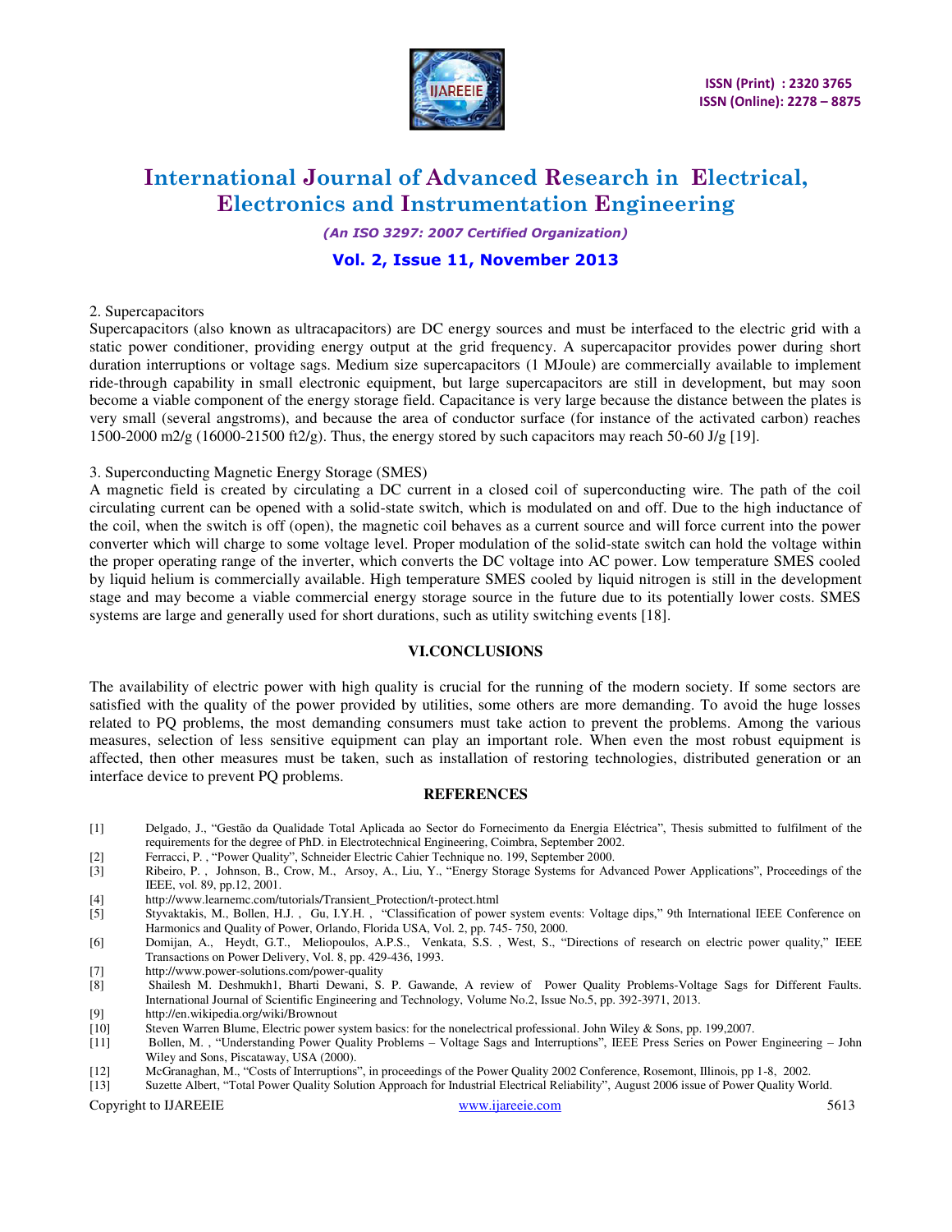2. Supercapacitors

Supercapacitors (also known as ultracapacitors) are DC energy sources and must be interfaced to the electric grid with a static power conditioner, providing energy output at the grid frequency. A supercapacitor provides power during short duration interruptions or voltage sags. Medium size supercapacitors (1 MJoule) are commercially available to implement ride-through capability in small electronic equipment, but large supercapacitors are still in development, but may soon become a viable component of the energy storage field. Capacitance is very large because the distance between the plates is very small (several angstroms), and because the area of conductor surface (for instance of the activated carbon) reaches 1500-2000 m2/g (16000-21500 ft2/g). Thus, the energy stored by such capacitors may reach 50-60 J/g [19].

3. Superconducting Magnetic Energy Storage (SMES)

A magnetic field is created by circulating a DC current in a closed coil of superconducting wire. The path of the coil circulating current can be opened with a solid-state switch, which is modulated on and off. Due to the high inductance of the coil, when the switch is off (open), the magnetic coil behaves as a current source and will force current into the power converter which will charge to some voltage level. Proper modulation of the solid-state switch can hold the voltage within the proper operating range of the inverter, which converts the DC voltage into AC power. Low temperature SMES cooled by liquid helium is commercially available. High temperature SMES cooled by liquid nitrogen is still in the development stage and may become a viable commercial energy storage source in the future due to its potentially lower costs. SMES systems are large and generally used for short durations, such as utility switching events [18].

## VI.CONCLUSIONS

The availability of electric power with high quality is crucial for the running of the modern society. If some sectors are satisfied with the quality of the power provided by utilities, some others are more demanding. To avoid the huge losses related to PQ problems, the most demanding consumers must take action to prevent the problems. Among the various measures, selection of less sensitive equipment can play an important role. When even the most robust equipment is affected, then other measures must be taken, such as installation of restoring technologies, distributed generation or an interface device to prevent PQ problems.

## REFERENCES

[1] Delgado, J., "Gestão da Qualidade Total Aplicada ao Sector do Fornecimento da Energia Eléctrica", Thesis submitted to fulfilment of the requirements for the degree of PhD. in Electrotechnical Engineering, Coimbra, September 2002.

[2] Ferracci, P. , "Power Quality", Schneider Electric Cahier Technique no. 199, September 2000.

[3] Ribeiro, P. , Johnson, B., Crow, M., Arsoy, A., Liu, Y., "Energy Storage Systems for Advanced Power Applications", Proceedings of the IEEE, vol. 89, pp.12, 2001.

[4] http://www.learnemc.com/tutorials/Transient_Protection/t-protect.html

[5] Styvaktakis, M., Bollen, H.J. , Gu, I.Y.H. , "Classification of power system events: Voltage dips," 9th International IEEE Conference on Harmonics and Quality of Power, Orlando, Florida USA, Vol. 2, pp. 745- 750, 2000.

[6] Domijan, A., Heydt, G.T., Meliopoulos, A.P.S., Venkata, S.S. , West, S., "Directions of research on electric power quality," IEEE Transactions on Power Delivery, Vol. 8, pp. 429-436, 1993.

[7] http://www.power-solutions.com/power-quality

[8] Shailesh M. Deshmukh1, Bharti Dewani, S. P. Gawande, A review of Power Quality Problems-Voltage Sags for Different Faults. International Journal of Scientific Engineering and Technology, Volume No.2, Issue No.5, pp. 392-3971, 2013.

[9] http://en.wikipedia.org/wiki/Brownout

[10] Steven Warren Blume, Electric power system basics: for the nonelectrical professional. John Wiley & Sons, pp. 199,2007.

[11] Bollen, M. , "Understanding Power Quality Problems – Voltage Sags and Interruptions", IEEE Press Series on Power Engineering – John Wiley and Sons, Piscataway, USA (2000).

[12] McGranaghan, M., "Costs of Interruptions", in proceedings of the Power Quality 2002 Conference, Rosemont, Illinois, pp 1-8, 2002.

[13] Suzette Albert, "Total Power Quality Solution Approach for Industrial Electrical Reliability", August 2006 issue of Power Quality World.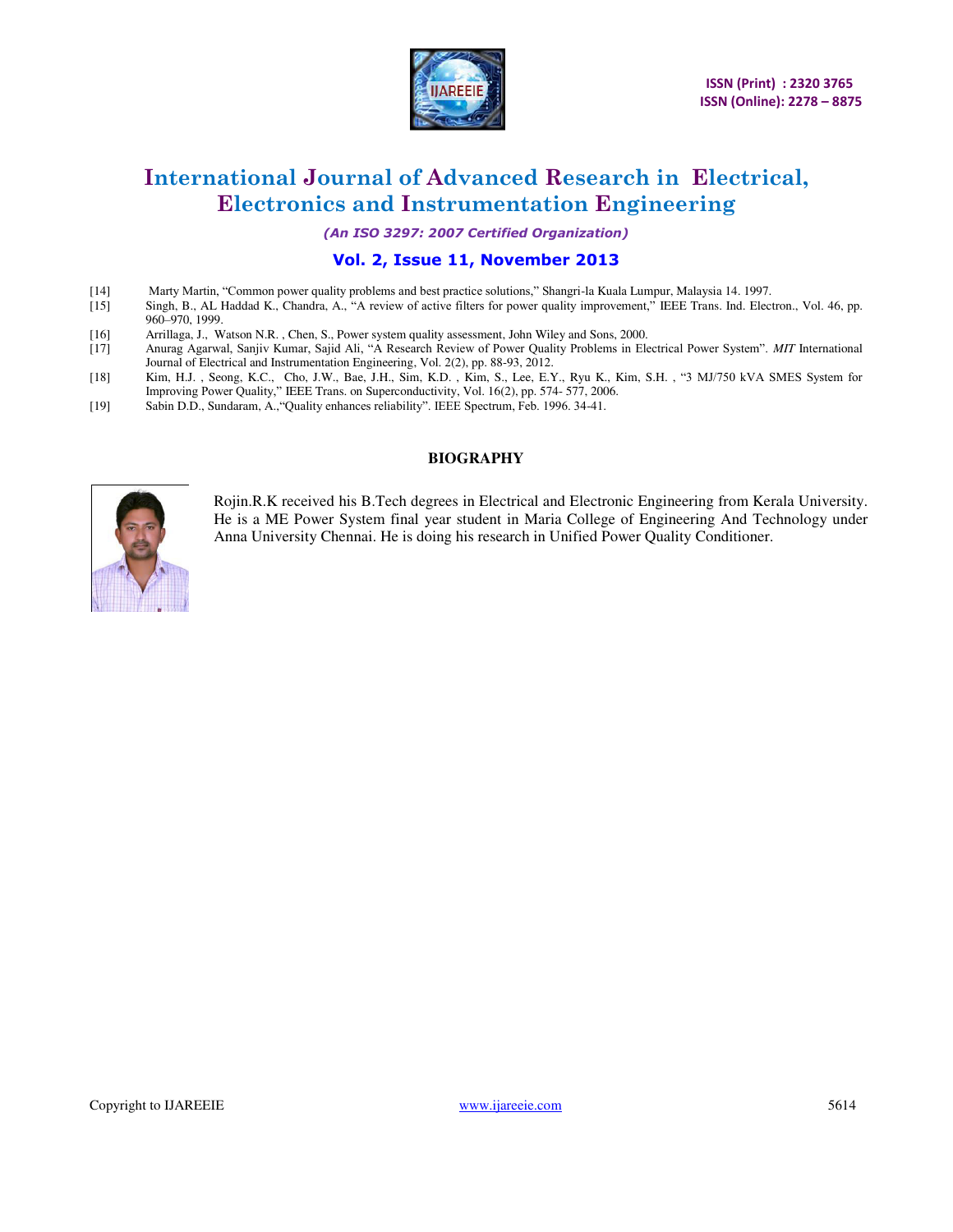[14] Marty Martin, "Common power quality problems and best practice solutions," Shangri-la Kuala Lumpur, Malaysia 14. 1997.

[15] Singh, B., AL Haddad K., Chandra, A., "A review of active filters for power quality improvement," IEEE Trans. Ind. Electron., Vol. 46, pp. 960–970, 1999.

[16] Arrillaga, J., Watson N.R. , Chen, S., Power system quality assessment, John Wiley and Sons, 2000.

[17] Anurag Agarwal, Sanjiv Kumar, Sajid Ali, "A Research Review of Power Quality Problems in Electrical Power System". *MIT* International Journal of Electrical and Instrumentation Engineering, Vol. 2(2), pp. 88-93, 2012.

[18] Kim, H.J. , Seong, K.C., Cho, J.W., Bae, J.H., Sim, K.D. , Kim, S., Lee, E.Y., Ryu K., Kim, S.H. , "3 MJ/750 kVA SMES System for Improving Power Quality," IEEE Trans. on Superconductivity, Vol. 16(2), pp. 574- 577, 2006.

[19] Sabin D.D., Sundaram, A.,"Quality enhances reliability". IEEE Spectrum, Feb. 1996. 34-41.

## BIOGRAPHY

Rojin.R.K received his B.Tech degrees in Electrical and Electronic Engineering from Kerala University. He is a ME Power System final year student in Maria College of Engineering And Technology under Anna University Chennai. He is doing his research in Unified Power Quality Conditioner.